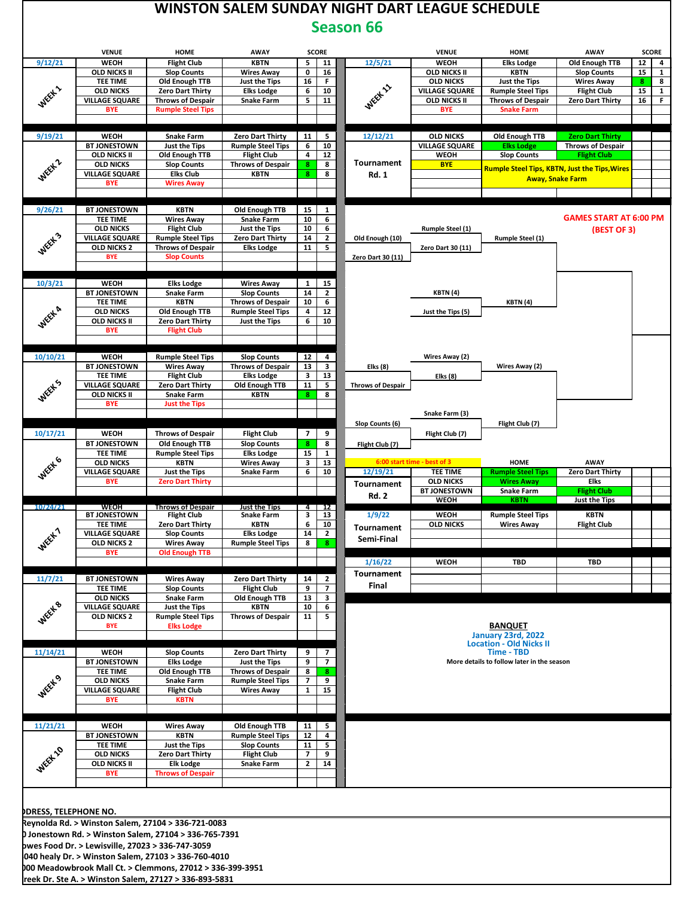# WINSTON SALEM SUNDAY NIGHT DART LEAGUE SCHEDULE

## Season 66

| DATE | VENUE | HOME | AWAY | SCORE | |
|---|---|---|---|---|---|
| 9/12/21 | WEOH | Flight Club | KBTN | 5 | 11 |
| WEEK 1 | OLD NICKS II | Slop Counts | Wires Away | 0 | 16 |
| | TEE TIME | Old Enough TTB | Just the Tips | 16 | F |
| | OLD NICKS | Zero Dart Thirty | Elks Lodge | 6 | 10 |
| | VILLAGE SQUARE | Throws of Despair | Snake Farm | 5 | 11 |
| | BYE | Rumple Steel Tips | | | |
| 9/19/21 | WEOH | Snake Farm | Zero Dart Thirty | 11 | 5 |
| WEEK 2 | BT JONESTOWN | Just the Tips | Rumple Steel Tips | 6 | 10 |
| | OLD NICKS II | Old Enough TTB | Flight Club | 4 | 12 |
| | OLD NICKS | Slop Counts | Throws of Despair | 8 | 8 |
| | VILLAGE SQUARE | Elks Club | KBTN | 8 | 8 |
| | BYE | Wires Away | | | |
| 9/26/21 | BT JONESTOWN | KBTN | Old Enough TTB | 15 | 1 |
| WEEK 3 | TEE TIME | Wires Away | Snake Farm | 10 | 6 |
| | OLD NICKS | Flight Club | Just the Tips | 10 | 6 |
| | VILLAGE SQUARE | Rumple Steel Tips | Zero Dart Thirty | 14 | 2 |
| | OLD NICKS 2 | Throws of Despair | Elks Lodge | 11 | 5 |
| | BYE | Slop Counts | | | |
| 10/3/21 | WEOH | Elks Lodge | Wires Away | 1 | 15 |
| WEEK 4 | BT JONESTOWN | Snake Farm | Slop Counts | 14 | 2 |
| | TEE TIME | KBTN | Throws of Despair | 10 | 6 |
| | OLD NICKS | Old Enough TTB | Rumple Steel Tips | 4 | 12 |
| | OLD NICKS II | Zero Dart Thirty | Just the Tips | 6 | 10 |
| | BYE | Flight Club | | | |
| 10/10/21 | WEOH | Rumple Steel Tips | Slop Counts | 12 | 4 |
| WEEK 5 | BT JONESTOWN | Wires Away | Throws of Despair | 13 | 3 |
| | TEE TIME | Flight Club | Elks Lodge | 3 | 13 |
| | VILLAGE SQUARE | Zero Dart Thirty | Old Enough TTB | 11 | 5 |
| | OLD NICKS II | Snake Farm | KBTN | 8 | 8 |
| | BYE | Just the Tips | | | |
| 10/17/21 | WEOH | Throws of Despair | Flight Club | 7 | 9 |
| WEEK 6 | BT JONESTOWN | Old Enough TTB | Slop Counts | 8 | 8 |
| | TEE TIME | Rumple Steel Tips | Elks Lodge | 15 | 1 |
| | OLD NICKS | KBTN | Wires Away | 3 | 13 |
| | VILLAGE SQUARE | Just the Tips | Snake Farm | 6 | 10 |
| | BYE | Zero Dart Thirty | | | |
| 10/24/21 | WEOH | Throws of Despair | Just the Tips | 4 | 12 |
| WEEK 7 | BT JONESTOWN | Flight Club | Snake Farm | 3 | 13 |
| | TEE TIME | Zero Dart Thirty | KBTN | 6 | 10 |
| | VILLAGE SQUARE | Slop Counts | Elks Lodge | 14 | 2 |
| | OLD NICKS 2 | Wires Away | Rumple Steel Tips | 8 | 8 |
| | BYE | Old Enough TTB | | | |
| 11/7/21 | BT JONESTOWN | Wires Away | Zero Dart Thirty | 14 | 2 |
| WEEK 8 | TEE TIME | Slop Counts | Flight Club | 9 | 7 |
| | OLD NICKS | Snake Farm | Old Enough TTB | 13 | 3 |
| | VILLAGE SQUARE | Just the Tips | KBTN | 10 | 6 |
| | OLD NICKS 2 | Rumple Steel Tips | Throws of Despair | 11 | 5 |
| | BYE | Elks Lodge | | | |
| 11/14/21 | WEOH | Slop Counts | Zero Dart Thirty | 9 | 7 |
| WEEK 9 | BT JONESTOWN | Elks Lodge | Just the Tips | 9 | 7 |
| | TEE TIME | Old Enough TTB | Throws of Despair | 8 | 8 |
| | OLD NICKS | Snake Farm | Rumple Steel Tips | 7 | 9 |
| | VILLAGE SQUARE | Flight Club | Wires Away | 1 | 15 |
| | BYE | KBTN | | | |
| 11/21/21 | WEOH | Wires Away | Old Enough TTB | 11 | 5 |
| WEEK 10 | BT JONESTOWN | KBTN | Rumple Steel Tips | 12 | 4 |
| | TEE TIME | Just the Tips | Slop Counts | 11 | 5 |
| | OLD NICKS | Zero Dart Thirty | Flight Club | 7 | 9 |
| | OLD NICKS II | Elk Lodge | Snake Farm | 2 | 14 |
| | BYE | Throws of Despair | | | |
| 12/5/21 | WEOH | Elks Lodge | Old Enough TTB | 12 | 4 |
| WEEK 11 | OLD NICKS II | KBTN | Slop Counts | 15 | 1 |
| | OLD NICKS | Just the Tips | Wires Away | 8 | 8 |
| | VILLAGE SQUARE | Rumple Steel Tips | Flight Club | 15 | 1 |
| | OLD NICKS II | Throws of Despair | Zero Dart Thirty | 16 | F |
| | BYE | Snake Farm | | | |

### Tournament Rd. 1 — 12/12/21

| VENUE | HOME | AWAY |
|---|---|---|
| OLD NICKS | Old Enough TTB | Zero Dart Thirty |
| VILLAGE SQUARE | Elks Lodge | Throws of Despair |
| WEOH | Slop Counts | Flight Club |
| BYE | Rumple Steel Tips, KBTN, Just the Tips, Wires Away, Snake Farm | |

**GAMES START AT 6:00 PM (BEST OF 3)**

Bracket:
- Old Enough (10) vs Zero Dart 30 (11) → Zero Dart 30 (11); Rumple Steel (1) vs Zero Dart 30 (11) → Rumple Steel (1)
- KBTN (4) vs Just the Tips (5) → KBTN (4)
- Elks (8) vs Throws of Despair → Elks (8); Wires Away (2) vs Elks (8) → Wires Away (2)
- Slop Counts (6) vs Flight Club (7) → Flight Club (7); Snake Farm (3) vs Flight Club (7) → Flight Club (7)

### Tournament Rd. 2 — 12/19/21

6:00 start time - best of 3

| VENUE | HOME | AWAY |
|---|---|---|
| TEE TIME | Rumple Steel Tips | Zero Dart Thirty |
| OLD NICKS | Wires Away | Elks |
| BT JONESTOWN | Snake Farm | Flight Club |
| WEOH | KBTN | Just the Tips |

### Tournament Semi-Final — 1/9/22

| VENUE | HOME | AWAY |
|---|---|---|
| WEOH | Rumple Steel Tips | KBTN |
| OLD NICKS | Wires Away | Flight Club |

### Tournament Final — 1/16/22

| VENUE | HOME | AWAY |
|---|---|---|
| WEOH | TBD | TBD |

**BANQUET**

January 23rd, 2022
Location - Old Nicks II
Time - TBD
More details to follow later in the season

DDRESS, TELEPHONE NO.

Reynolda Rd. > Winston Salem, 27104 > 336-721-0083
Jonestown Rd. > Winston Salem, 27104 > 336-765-7391
owes Food Dr. > Lewisville, 27023 > 336-747-3059
040 healy Dr. > Winston Salem, 27103 > 336-760-4010
000 Meadowbrook Mall Ct. > Clemmons, 27012 > 336-399-3951
reek Dr. Ste A. > Winston Salem, 27127 > 336-893-5831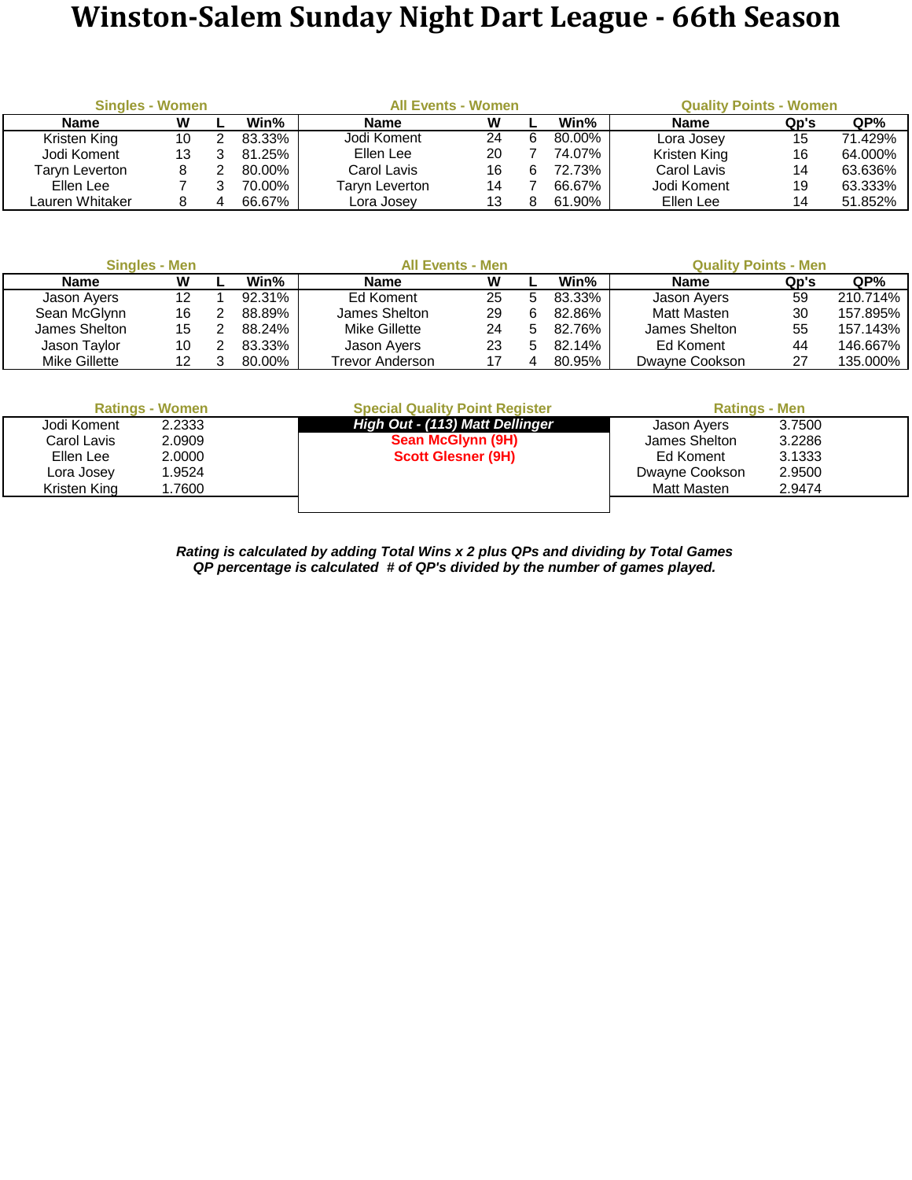# Winston-Salem Sunday Night Dart League - 66th Season

### Singles - Women

| Name | W | L | Win% |
|---|---|---|---|
| Kristen King | 10 | 2 | 83.33% |
| Jodi Koment | 13 | 3 | 81.25% |
| Taryn Leverton | 8 | 2 | 80.00% |
| Ellen Lee | 7 | 3 | 70.00% |
| Lauren Whitaker | 8 | 4 | 66.67% |

### All Events - Women

| Name | W | L | Win% |
|---|---|---|---|
| Jodi Koment | 24 | 6 | 80.00% |
| Ellen Lee | 20 | 7 | 74.07% |
| Carol Lavis | 16 | 6 | 72.73% |
| Taryn Leverton | 14 | 7 | 66.67% |
| Lora Josey | 13 | 8 | 61.90% |

### Quality Points - Women

| Name | Qp's | QP% |
|---|---|---|
| Lora Josey | 15 | 71.429% |
| Kristen King | 16 | 64.000% |
| Carol Lavis | 14 | 63.636% |
| Jodi Koment | 19 | 63.333% |
| Ellen Lee | 14 | 51.852% |

### Singles - Men

| Name | W | L | Win% |
|---|---|---|---|
| Jason Ayers | 12 | 1 | 92.31% |
| Sean McGlynn | 16 | 2 | 88.89% |
| James Shelton | 15 | 2 | 88.24% |
| Jason Taylor | 10 | 2 | 83.33% |
| Mike Gillette | 12 | 3 | 80.00% |

### All Events - Men

| Name | W | L | Win% |
|---|---|---|---|
| Ed Koment | 25 | 5 | 83.33% |
| James Shelton | 29 | 6 | 82.86% |
| Mike Gillette | 24 | 5 | 82.76% |
| Jason Ayers | 23 | 5 | 82.14% |
| Trevor Anderson | 17 | 4 | 80.95% |

### Quality Points - Men

| Name | Qp's | QP% |
|---|---|---|
| Jason Ayers | 59 | 210.714% |
| Matt Masten | 30 | 157.895% |
| James Shelton | 55 | 157.143% |
| Ed Koment | 44 | 146.667% |
| Dwayne Cookson | 27 | 135.000% |

### Ratings - Women

| Name | Rating |
|---|---|
| Jodi Koment | 2.2333 |
| Carol Lavis | 2.0909 |
| Ellen Lee | 2.0000 |
| Lora Josey | 1.9524 |
| Kristen King | 1.7600 |

### Special Quality Point Register

**High Out - (113) Matt Dellinger**

**Sean McGlynn (9H)**

**Scott Glesner (9H)**

### Ratings - Men

| Name | Rating |
|---|---|
| Jason Ayers | 3.7500 |
| James Shelton | 3.2286 |
| Ed Koment | 3.1333 |
| Dwayne Cookson | 2.9500 |
| Matt Masten | 2.9474 |

***Rating is calculated by adding Total Wins x 2 plus QPs and dividing by Total Games***

***QP percentage is calculated # of QP's divided by the number of games played.***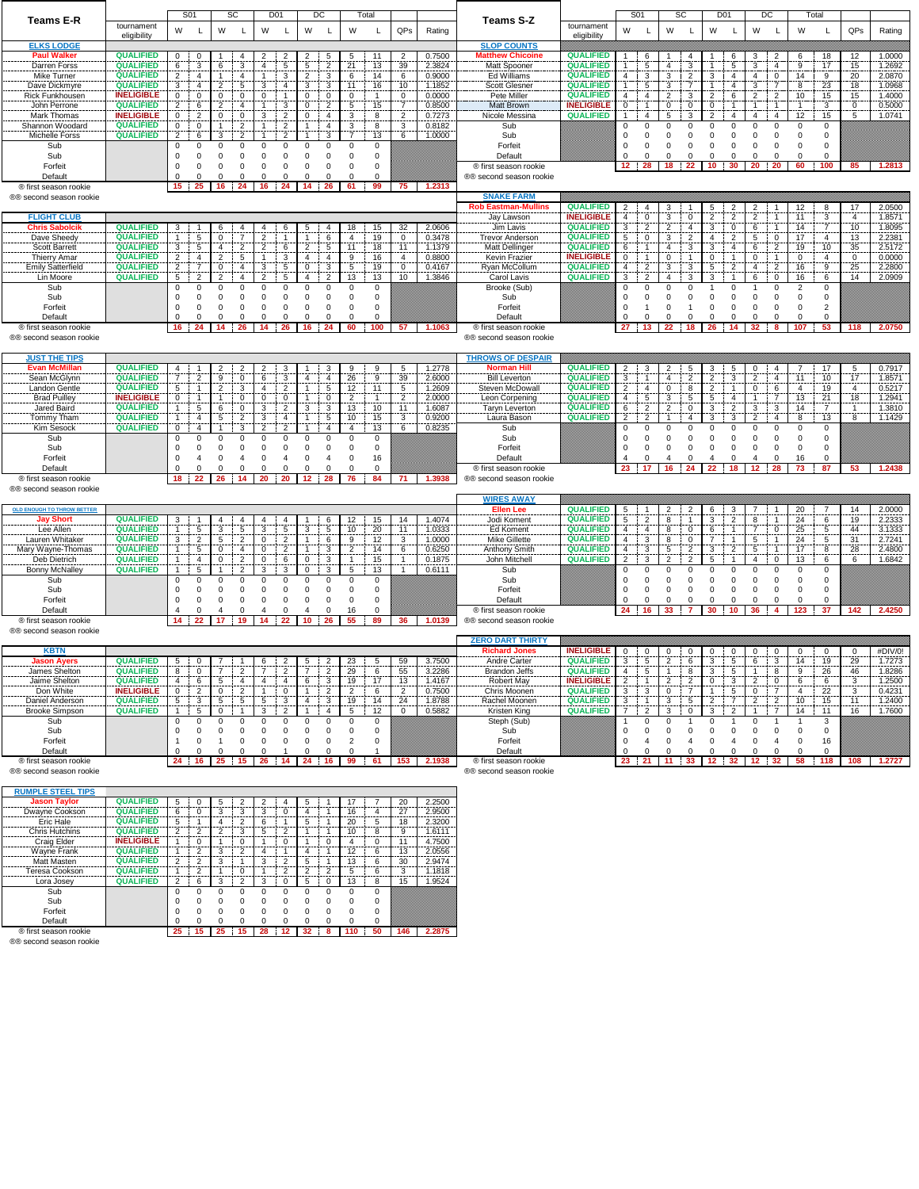## Teams E-R

| ELKS LODGE | tournament eligibility | S01 W | S01 L | SC W | SC L | D01 W | D01 L | DC W | DC L | Total W | Total L | QPs | Rating |
|---|---|---|---|---|---|---|---|---|---|---|---|---|---|
| Paul Walker | QUALIFIED | 0 | 0 | 1 | 4 | 2 | 2 | 2 | 5 | 5 | 11 | 2 | 0.7500 |
| Darren Forss | QUALIFIED | 6 | 3 | 6 | 3 | 4 | 5 | 5 | 2 | 21 | 13 | 39 | 2.3824 |
| Mike Turner | QUALIFIED | 2 | 4 | 1 | 4 | 1 | 3 | 2 | 3 | 6 | 14 | 6 | 0.9000 |
| Dave Dickmyre | QUALIFIED | 3 | 4 | 2 | 5 | 3 | 4 | 3 | 3 | 11 | 16 | 10 | 1.1852 |
| Rick Funkhousen | INELIGIBLE | 0 | 0 | 0 | 0 | 0 | 1 | 0 | 0 | 0 | 1 | 0 | 0.0000 |
| John Perrone | QUALIFIED | 2 | 6 | 2 | 4 | 1 | 3 | 0 | 2 | 5 | 15 | 7 | 0.8500 |
| Mark Thomas | INELIGIBLE | 0 | 2 | 0 | 0 | 3 | 2 | 0 | 4 | 3 | 8 | 2 | 0.7273 |
| Shannon Woodard | QUALIFIED | 0 | 0 | 1 | 2 | 1 | 2 | 1 | 4 | 3 | 8 | 3 | 0.8182 |
| Michelle Forss | QUALIFIED | 2 | 6 | 3 | 2 | 1 | 2 | 1 | 3 | 7 | 13 | 6 | 1.0000 |
| Sub | | 0 | 0 | 0 | 0 | 0 | 0 | 0 | 0 | 0 | 0 | | |
| Sub | | 0 | 0 | 0 | 0 | 0 | 0 | 0 | 0 | 0 | 0 | | |
| Forfeit | | 0 | 0 | 0 | 0 | 0 | 0 | 0 | 0 | 0 | 0 | | |
| Default | | 0 | 0 | 0 | 0 | 0 | 0 | 0 | 0 | 0 | 0 | | |
| ® first season rookie | | 15 | 25 | 16 | 24 | 16 | 24 | 14 | 26 | 61 | 99 | 75 | 1.2313 |

®® second season rookie

| FLIGHT CLUB | tournament eligibility | S01 W | S01 L | SC W | SC L | D01 W | D01 L | DC W | DC L | Total W | Total L | QPs | Rating |
|---|---|---|---|---|---|---|---|---|---|---|---|---|---|
| Chris Sabolcik | QUALIFIED | 3 | 1 | 6 | 4 | 4 | 6 | 5 | 4 | 18 | 15 | 32 | 2.0606 |
| Dave Sheedy | QUALIFIED | 1 | 5 | 0 | 7 | 2 | 1 | 1 | 6 | 4 | 19 | 0 | 0.3478 |
| Scott Barrett | QUALIFIED | 3 | 5 | 4 | 2 | 2 | 6 | 2 | 5 | 11 | 18 | 11 | 1.1379 |
| Thierry Amar | QUALIFIED | 2 | 4 | 2 | 5 | 1 | 3 | 4 | 4 | 9 | 16 | 4 | 0.8800 |
| Emily Satterfield | QUALIFIED | 2 | 7 | 0 | 4 | 3 | 5 | 0 | 3 | 5 | 19 | 0 | 0.4167 |
| Lin Moore | QUALIFIED | 5 | 2 | 2 | 4 | 2 | 5 | 4 | 2 | 13 | 13 | 10 | 1.3846 |
| Sub | | 0 | 0 | 0 | 0 | 0 | 0 | 0 | 0 | 0 | 0 | | |
| Sub | | 0 | 0 | 0 | 0 | 0 | 0 | 0 | 0 | 0 | 0 | | |
| Forfeit | | 0 | 0 | 0 | 0 | 0 | 0 | 0 | 0 | 0 | 0 | | |
| Default | | 0 | 0 | 0 | 0 | 0 | 0 | 0 | 0 | 0 | 0 | | |
| ® first season rookie | | 16 | 24 | 14 | 26 | 14 | 26 | 16 | 24 | 60 | 100 | 57 | 1.1063 |

®® second season rookie

| JUST THE TIPS | tournament eligibility | S01 W | S01 L | SC W | SC L | D01 W | D01 L | DC W | DC L | Total W | Total L | QPs | Rating |
|---|---|---|---|---|---|---|---|---|---|---|---|---|---|
| Evan McMillan | QUALIFIED | 4 | 1 | 2 | 2 | 2 | 3 | 1 | 3 | 9 | 9 | 5 | 1.2778 |
| Sean McGlynn | QUALIFIED | 7 | 2 | 9 | 0 | 6 | 3 | 4 | 4 | 26 | 9 | 39 | 2.6000 |
| Landon Gentile | QUALIFIED | 5 | 1 | 2 | 3 | 4 | 2 | 1 | 5 | 12 | 11 | 5 | 1.2609 |
| Brad Puilley | INELIGIBLE | 0 | 1 | 1 | 0 | 0 | 0 | 1 | 0 | 2 | 1 | 2 | 2.0000 |
| Jared Baird | QUALIFIED | 1 | 5 | 6 | 0 | 3 | 2 | 3 | 3 | 13 | 10 | 11 | 1.6087 |
| Tommy Tham | QUALIFIED | 1 | 4 | 5 | 2 | 3 | 4 | 1 | 5 | 10 | 15 | 3 | 0.9200 |
| Kim Sesock | QUALIFIED | 0 | 4 | 1 | 3 | 2 | 2 | 1 | 4 | 4 | 13 | 6 | 0.8235 |
| Sub | | 0 | 0 | 0 | 0 | 0 | 0 | 0 | 0 | 0 | 0 | | |
| Sub | | 0 | 0 | 0 | 0 | 0 | 0 | 0 | 0 | 0 | 0 | | |
| Forfeit | | 0 | 4 | 0 | 4 | 0 | 4 | 0 | 4 | 0 | 16 | | |
| Default | | 0 | 0 | 0 | 0 | 0 | 0 | 0 | 0 | 0 | 0 | | |
| ® first season rookie | | 18 | 22 | 26 | 14 | 20 | 20 | 12 | 28 | 76 | 84 | 71 | 1.3938 |

®® second season rookie

| OLD ENOUGH TO THROW BETTER | tournament eligibility | S01 W | S01 L | SC W | SC L | D01 W | D01 L | DC W | DC L | Total W | Total L | QPs | Rating |
|---|---|---|---|---|---|---|---|---|---|---|---|---|---|
| Jay Short | QUALIFIED | 3 | 1 | 4 | 4 | 4 | 4 | 1 | 6 | 12 | 15 | 14 | 1.4074 |
| Lee Allen | QUALIFIED | 1 | 5 | 3 | 5 | 3 | 5 | 3 | 5 | 10 | 20 | 11 | 1.0333 |
| Lauren Whitaker | QUALIFIED | 3 | 2 | 5 | 2 | 0 | 2 | 1 | 6 | 9 | 12 | 3 | 1.0000 |
| Mary Wayne-Thomas | QUALIFIED | 1 | 5 | 0 | 4 | 0 | 2 | 1 | 3 | 2 | 14 | 6 | 0.6250 |
| Deb Dietrich | QUALIFIED | 1 | 4 | 0 | 2 | 0 | 6 | 0 | 3 | 1 | 15 | 1 | 0.1875 |
| Bonny McNalley | QUALIFIED | 1 | 5 | 1 | 2 | 3 | 3 | 0 | 3 | 5 | 13 | 1 | 0.6111 |
| Sub | | 0 | 0 | 0 | 0 | 0 | 0 | 0 | 0 | 0 | 0 | | |
| Sub | | 0 | 0 | 0 | 0 | 0 | 0 | 0 | 0 | 0 | 0 | | |
| Forfeit | | 0 | 0 | 0 | 0 | 0 | 0 | 0 | 0 | 0 | 0 | | |
| Default | | 4 | 0 | 4 | 0 | 4 | 0 | 4 | 0 | 16 | 0 | | |
| ® first season rookie | | 14 | 22 | 17 | 19 | 14 | 22 | 10 | 26 | 55 | 89 | 36 | 1.0139 |

®® second season rookie

| KBTN | tournament eligibility | S01 W | S01 L | SC W | SC L | D01 W | D01 L | DC W | DC L | Total W | Total L | QPs | Rating |
|---|---|---|---|---|---|---|---|---|---|---|---|---|---|
| Jason Ayers | QUALIFIED | 5 | 0 | 7 | 1 | 6 | 2 | 5 | 2 | 23 | 5 | 59 | 3.7500 |
| James Shelton | QUALIFIED | 8 | 0 | 7 | 2 | 7 | 2 | 7 | 2 | 29 | 6 | 55 | 3.2286 |
| Jaime Shelton | QUALIFIED | 4 | 6 | 5 | 4 | 4 | 4 | 6 | 3 | 19 | 17 | 13 | 1.4167 |
| Don White | INELIGIBLE | 0 | 2 | 0 | 2 | 1 | 0 | 1 | 2 | 2 | 6 | 2 | 0.7500 |
| Daniel Anderson | QUALIFIED | 5 | 3 | 5 | 5 | 5 | 3 | 4 | 3 | 19 | 14 | 24 | 1.8788 |
| Brooke Simpson | QUALIFIED | 1 | 5 | 0 | 1 | 3 | 2 | 1 | 4 | 5 | 12 | 0 | 0.5882 |
| Sub | | 0 | 0 | 0 | 0 | 0 | 0 | 0 | 0 | 0 | 0 | | |
| Sub | | 0 | 0 | 0 | 0 | 0 | 0 | 0 | 0 | 0 | 0 | | |
| Forfeit | | 1 | 0 | 1 | 0 | 0 | 0 | 0 | 0 | 2 | 0 | | |
| Default | | 0 | 0 | 0 | 0 | 0 | 1 | 0 | 0 | 0 | 1 | | |
| ® first season rookie | | 24 | 16 | 25 | 15 | 26 | 14 | 24 | 16 | 99 | 61 | 153 | 2.1938 |

®® second season rookie

| RUMPLE STEEL TIPS | tournament eligibility | S01 W | S01 L | SC W | SC L | D01 W | D01 L | DC W | DC L | Total W | Total L | QPs | Rating |
|---|---|---|---|---|---|---|---|---|---|---|---|---|---|
| Jason Taylor | QUALIFIED | 5 | 0 | 5 | 2 | 2 | 4 | 5 | 1 | 17 | 7 | 20 | 2.2500 |
| Dwayne Cookson | QUALIFIED | 6 | 0 | 3 | 3 | 3 | 0 | 4 | 1 | 16 | 4 | 27 | 2.9500 |
| Eric Hale | QUALIFIED | 5 | 1 | 4 | 2 | 6 | 1 | 5 | 1 | 20 | 5 | 18 | 2.3200 |
| Chris Hutchins | QUALIFIED | 2 | 2 | 2 | 3 | 5 | 2 | 1 | 1 | 10 | 8 | 9 | 1.6111 |
| Craig Elder | INELIGIBLE | 1 | 0 | 1 | 0 | 1 | 0 | 1 | 0 | 4 | 0 | 11 | 4.7500 |
| Wayne Frank | QUALIFIED | 1 | 2 | 3 | 2 | 4 | 1 | 4 | 1 | 12 | 6 | 13 | 2.0556 |
| Matt Masten | QUALIFIED | 2 | 2 | 3 | 1 | 3 | 2 | 5 | 1 | 13 | 6 | 30 | 2.9474 |
| Teresa Cookson | QUALIFIED | 1 | 2 | 1 | 0 | 1 | 2 | 2 | 2 | 5 | 6 | 3 | 1.1818 |
| Lora Josey | QUALIFIED | 2 | 6 | 3 | 2 | 3 | 0 | 5 | 0 | 13 | 8 | 15 | 1.9524 |
| Sub | | 0 | 0 | 0 | 0 | 0 | 0 | 0 | 0 | 0 | 0 | | |
| Sub | | 0 | 0 | 0 | 0 | 0 | 0 | 0 | 0 | 0 | 0 | | |
| Forfeit | | 0 | 0 | 0 | 0 | 0 | 0 | 0 | 0 | 0 | 0 | | |
| Default | | 0 | 0 | 0 | 0 | 0 | 0 | 0 | 0 | 0 | 0 | | |
| ® first season rookie | | 25 | 15 | 25 | 15 | 28 | 12 | 32 | 8 | 110 | 50 | 146 | 2.2875 |

®® second season rookie

## Teams S-Z

| SLOP COUNTS | tournament eligibility | S01 W | S01 L | SC W | SC L | D01 W | D01 L | DC W | DC L | Total W | Total L | QPs | Rating |
|---|---|---|---|---|---|---|---|---|---|---|---|---|---|
| Matthew Chicoine | QUALIFIED | 1 | 6 | 1 | 4 | 1 | 6 | 3 | 2 | 6 | 18 | 12 | 1.0000 |
| Matt Spooner | QUALIFIED | 1 | 5 | 4 | 3 | 1 | 5 | 3 | 4 | 9 | 17 | 15 | 1.2692 |
| Ed Williams | QUALIFIED | 4 | 3 | 3 | 2 | 3 | 4 | 4 | 0 | 14 | 9 | 20 | 2.0870 |
| Scott Glesner | QUALIFIED | 1 | 5 | 3 | 7 | 1 | 4 | 3 | 7 | 8 | 23 | 18 | 1.0968 |
| Pete Miller | QUALIFIED | 4 | 4 | 2 | 3 | 2 | 6 | 2 | 2 | 10 | 15 | 15 | 1.4000 |
| Matt Brown | INELIGIBLE | 0 | 1 | 0 | 0 | 0 | 1 | 1 | 1 | 1 | 3 | 0 | 0.5000 |
| Nicole Messina | QUALIFIED | 1 | 4 | 5 | 3 | 2 | 4 | 4 | 4 | 12 | 15 | 5 | 1.0741 |
| Sub | | 0 | 0 | 0 | 0 | 0 | 0 | 0 | 0 | 0 | 0 | | |
| Sub | | 0 | 0 | 0 | 0 | 0 | 0 | 0 | 0 | 0 | 0 | | |
| Forfeit | | 0 | 0 | 0 | 0 | 0 | 0 | 0 | 0 | 0 | 0 | | |
| Default | | 0 | 0 | 0 | 0 | 0 | 0 | 0 | 0 | 0 | 0 | | |
| ® first season rookie | | 12 | 28 | 18 | 22 | 10 | 30 | 20 | 20 | 60 | 100 | 85 | 1.2813 |

®® second season rookie

| SNAKE FARM | tournament eligibility | S01 W | S01 L | SC W | SC L | D01 W | D01 L | DC W | DC L | Total W | Total L | QPs | Rating |
|---|---|---|---|---|---|---|---|---|---|---|---|---|---|
| Rob Eastman-Mullins | QUALIFIED | 2 | 4 | 3 | 1 | 5 | 2 | 2 | 1 | 12 | 8 | 17 | 2.0500 |
| Jay Lawson | INELIGIBLE | 4 | 0 | 3 | 0 | 2 | 2 | 2 | 1 | 11 | 3 | 4 | 1.8571 |
| Jim Lavis | QUALIFIED | 3 | 2 | 2 | 4 | 3 | 0 | 6 | 1 | 14 | 7 | 10 | 1.8095 |
| Trevor Anderson | QUALIFIED | 5 | 0 | 3 | 2 | 4 | 2 | 5 | 0 | 17 | 4 | 13 | 2.2381 |
| Matt Dellinger | QUALIFIED | 6 | 1 | 4 | 3 | 3 | 4 | 6 | 2 | 19 | 10 | 35 | 2.5172 |
| Kevin Frazier | INELIGIBLE | 0 | 1 | 0 | 1 | 0 | 1 | 0 | 1 | 0 | 4 | 0 | 0.0000 |
| Ryan McCollum | QUALIFIED | 4 | 2 | 3 | 3 | 5 | 2 | 4 | 2 | 16 | 9 | 25 | 2.2800 |
| Carol Lavis | QUALIFIED | 3 | 2 | 4 | 3 | 3 | 1 | 6 | 0 | 16 | 6 | 14 | 2.0909 |
| Brooke (Sub) | | 0 | 0 | 0 | 0 | 1 | 0 | 1 | 0 | 2 | 0 | | |
| Sub | | 0 | 0 | 0 | 0 | 0 | 0 | 0 | 0 | 0 | 0 | | |
| Forfeit | | 0 | 1 | 0 | 1 | 0 | 0 | 0 | 0 | 0 | 2 | | |
| Default | | 0 | 0 | 0 | 0 | 0 | 0 | 0 | 0 | 0 | 0 | | |
| ® first season rookie | | 27 | 13 | 22 | 18 | 26 | 14 | 32 | 8 | 107 | 53 | 118 | 2.0750 |

®® second season rookie

| THROWS OF DESPAIR | tournament eligibility | S01 W | S01 L | SC W | SC L | D01 W | D01 L | DC W | DC L | Total W | Total L | QPs | Rating |
|---|---|---|---|---|---|---|---|---|---|---|---|---|---|
| Norman Hill | QUALIFIED | 2 | 3 | 2 | 5 | 3 | 5 | 0 | 4 | 7 | 17 | 5 | 0.7917 |
| Bill Leverton | QUALIFIED | 3 | 4 | 4 | 2 | 2 | 3 | 2 | 4 | 11 | 10 | 17 | 1.8571 |
| Steven McDowall | QUALIFIED | 2 | 4 | 0 | 8 | 2 | 1 | 0 | 6 | 4 | 19 | 4 | 0.5217 |
| Leon Corpening | QUALIFIED | 4 | 5 | 3 | 5 | 5 | 4 | 1 | 7 | 13 | 21 | 18 | 1.2941 |
| Taryn Leverton | QUALIFIED | 6 | 2 | 2 | 0 | 3 | 2 | 3 | 3 | 14 | 7 | 1 | 1.3810 |
| Laura Bason | QUALIFIED | 2 | 2 | 1 | 4 | 3 | 3 | 2 | 4 | 8 | 13 | 8 | 1.1429 |
| Sub | | 0 | 0 | 0 | 0 | 0 | 0 | 0 | 0 | 0 | 0 | | |
| Sub | | 0 | 0 | 0 | 0 | 0 | 0 | 0 | 0 | 0 | 0 | | |
| Forfeit | | 0 | 0 | 0 | 0 | 0 | 0 | 0 | 0 | 0 | 0 | | |
| Default | | 4 | 0 | 4 | 0 | 4 | 0 | 4 | 0 | 16 | 0 | | |
| ® first season rookie | | 23 | 17 | 16 | 24 | 22 | 18 | 12 | 28 | 73 | 87 | 53 | 1.2438 |

®® second season rookie

| WIRES AWAY | tournament eligibility | S01 W | S01 L | SC W | SC L | D01 W | D01 L | DC W | DC L | Total W | Total L | QPs | Rating |
|---|---|---|---|---|---|---|---|---|---|---|---|---|---|
| Ellen Lee | QUALIFIED | 5 | 1 | 2 | 2 | 6 | 3 | 7 | 1 | 20 | 7 | 14 | 2.0000 |
| Jodi Koment | QUALIFIED | 5 | 2 | 8 | 1 | 3 | 2 | 8 | 1 | 24 | 6 | 19 | 2.2333 |
| Ed Koment | QUALIFIED | 4 | 4 | 8 | 0 | 6 | 1 | 7 | 0 | 25 | 5 | 44 | 3.1333 |
| Mike Gillette | QUALIFIED | 4 | 3 | 8 | 0 | 7 | 1 | 5 | 1 | 24 | 5 | 31 | 2.7241 |
| Anthony Smith | QUALIFIED | 4 | 3 | 5 | 2 | 3 | 2 | 5 | 1 | 17 | 8 | 28 | 2.4800 |
| John Mitchell | QUALIFIED | 2 | 3 | 2 | 2 | 5 | 1 | 4 | 0 | 13 | 6 | 6 | 1.6842 |
| Sub | | 0 | 0 | 0 | 0 | 0 | 0 | 0 | 0 | 0 | 0 | | |
| Sub | | 0 | 0 | 0 | 0 | 0 | 0 | 0 | 0 | 0 | 0 | | |
| Forfeit | | 0 | 0 | 0 | 0 | 0 | 0 | 0 | 0 | 0 | 0 | | |
| Default | | 0 | 0 | 0 | 0 | 0 | 0 | 0 | 0 | 0 | 0 | | |
| ® first season rookie | | 24 | 16 | 33 | 7 | 30 | 10 | 36 | 4 | 123 | 37 | 142 | 2.4250 |

®® second season rookie

| ZERO DART THIRTY | tournament eligibility | S01 W | S01 L | SC W | SC L | D01 W | D01 L | DC W | DC L | Total W | Total L | QPs | Rating |
|---|---|---|---|---|---|---|---|---|---|---|---|---|---|
| Richard Jones | INELIGIBLE | 0 | 0 | 0 | 0 | 0 | 0 | 0 | 0 | 0 | 0 | 0 | #DIV/0! |
| Andre Carter | QUALIFIED | 3 | 5 | 2 | 6 | 3 | 5 | 6 | 3 | 14 | 19 | 29 | 1.7273 |
| Brandon Jeffs | QUALIFIED | 4 | 5 | 1 | 8 | 3 | 5 | 1 | 8 | 9 | 26 | 46 | 1.8286 |
| Robert May | INELIGIBLE | 2 | 1 | 2 | 2 | 0 | 3 | 2 | 0 | 6 | 6 | 3 | 1.2500 |
| Chris Moonen | QUALIFIED | 3 | 3 | 0 | 7 | 1 | 5 | 0 | 7 | 4 | 22 | 3 | 0.4231 |
| Rachel Moonen | QUALIFIED | 3 | 1 | 3 | 5 | 2 | 7 | 2 | 2 | 10 | 15 | 11 | 1.2400 |
| Kristen King | QUALIFIED | 7 | 2 | 3 | 0 | 3 | 2 | 1 | 7 | 14 | 11 | 16 | 1.7600 |
| Steph (Sub) | | 1 | 0 | 0 | 1 | 0 | 1 | 0 | 1 | 1 | 3 | | |
| Sub | | 0 | 0 | 0 | 0 | 0 | 0 | 0 | 0 | 0 | 0 | | |
| Forfeit | | 0 | 4 | 0 | 4 | 0 | 4 | 0 | 4 | 0 | 16 | | |
| Default | | 0 | 0 | 0 | 0 | 0 | 0 | 0 | 0 | 0 | 0 | | |
| ® first season rookie | | 23 | 21 | 11 | 33 | 12 | 32 | 12 | 32 | 58 | 118 | 108 | 1.2727 |

®® second season rookie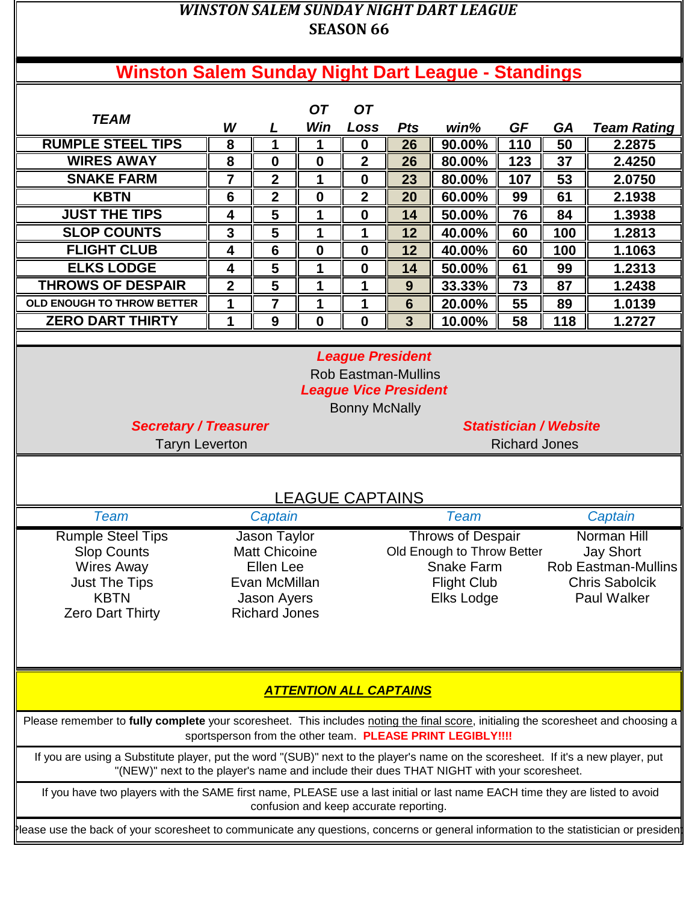# WINSTON SALEM SUNDAY NIGHT DART LEAGUE
## SEASON 66

## Winston Salem Sunday Night Dart League - Standings

| TEAM | W | L | OT Win | OT Loss | Pts | win% | GF | GA | Team Rating |
|---|---|---|---|---|---|---|---|---|---|
| RUMPLE STEEL TIPS | 8 | 1 | 1 | 0 | 26 | 90.00% | 110 | 50 | 2.2875 |
| WIRES AWAY | 8 | 0 | 0 | 2 | 26 | 80.00% | 123 | 37 | 2.4250 |
| SNAKE FARM | 7 | 2 | 1 | 0 | 23 | 80.00% | 107 | 53 | 2.0750 |
| KBTN | 6 | 2 | 0 | 2 | 20 | 60.00% | 99 | 61 | 2.1938 |
| JUST THE TIPS | 4 | 5 | 1 | 0 | 14 | 50.00% | 76 | 84 | 1.3938 |
| SLOP COUNTS | 3 | 5 | 1 | 1 | 12 | 40.00% | 60 | 100 | 1.2813 |
| FLIGHT CLUB | 4 | 6 | 0 | 0 | 12 | 40.00% | 60 | 100 | 1.1063 |
| ELKS LODGE | 4 | 5 | 1 | 0 | 14 | 50.00% | 61 | 99 | 1.2313 |
| THROWS OF DESPAIR | 2 | 5 | 1 | 1 | 9 | 33.33% | 73 | 87 | 1.2438 |
| OLD ENOUGH TO THROW BETTER | 1 | 7 | 1 | 1 | 6 | 20.00% | 55 | 89 | 1.0139 |
| ZERO DART THIRTY | 1 | 9 | 0 | 0 | 3 | 10.00% | 58 | 118 | 1.2727 |

***League President***
Rob Eastman-Mullins

***League Vice President***
Bonny McNally

***Secretary / Treasurer***
Taryn Leverton

***Statistician / Website***
Richard Jones

## LEAGUE CAPTAINS

| Team | Captain | Team | Captain |
|---|---|---|---|
| Rumple Steel Tips | Jason Taylor | Throws of Despair | Norman Hill |
| Slop Counts | Matt Chicoine | Old Enough to Throw Better | Jay Short |
| Wires Away | Ellen Lee | Snake Farm | Rob Eastman-Mullins |
| Just The Tips | Evan McMillan | Flight Club | Chris Sabolcik |
| KBTN | Jason Ayers | Elks Lodge | Paul Walker |
| Zero Dart Thirty | Richard Jones | | |

***ATTENTION ALL CAPTAINS***

Please remember to **fully complete** your scoresheet. This includes noting the final score, initialing the scoresheet and choosing a sportsperson from the other team. **PLEASE PRINT LEGIBLY!!!!**

If you are using a Substitute player, put the word "(SUB)" next to the player's name on the scoresheet. If it's a new player, put "(NEW)" next to the player's name and include their dues THAT NIGHT with your scoresheet.

If you have two players with the SAME first name, PLEASE use a last initial or last name EACH time they are listed to avoid confusion and keep accurate reporting.

Please use the back of your scoresheet to communicate any questions, concerns or general information to the statistician or president